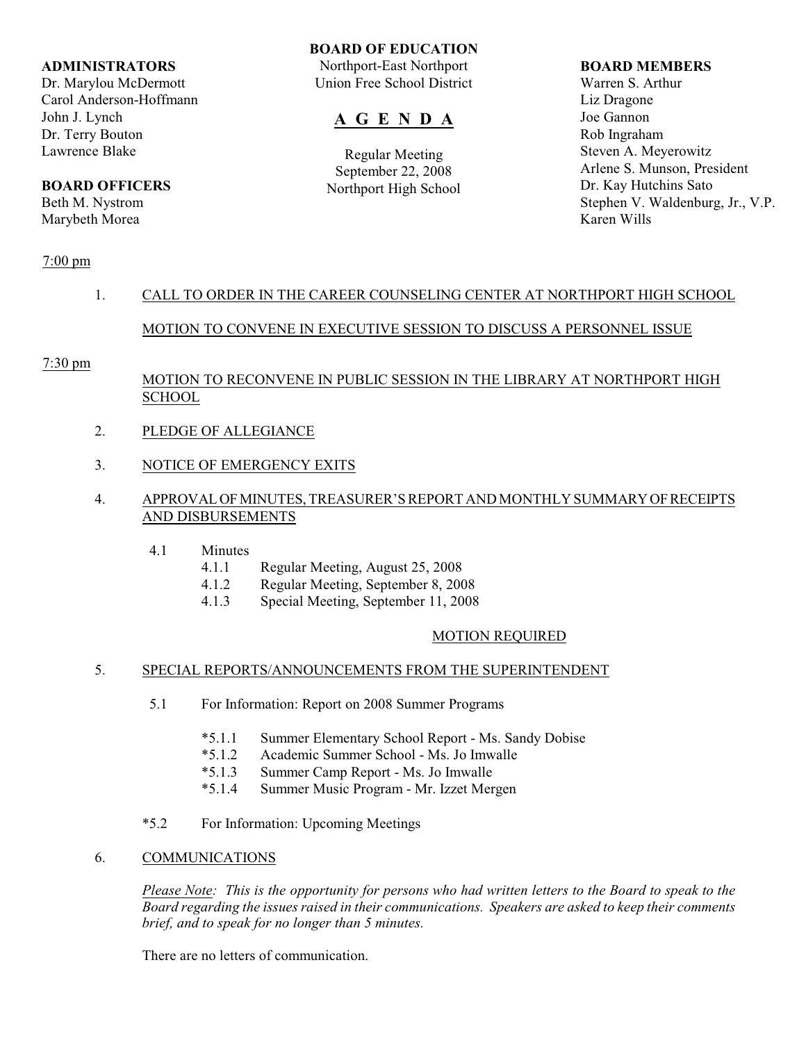**ADMINISTRATORS**
Dr. Marylou McDermott
Carol Anderson-Hoffmann
John J. Lynch
Dr. Terry Bouton
Lawrence Blake

**BOARD OFFICERS**
Beth M. Nystrom
Marybeth Morea

**BOARD OF EDUCATION**
Northport-East Northport
Union Free School District

# A G E N D A

Regular Meeting
September 22, 2008
Northport High School

**BOARD MEMBERS**
Warren S. Arthur
Liz Dragone
Joe Gannon
Rob Ingraham
Steven A. Meyerowitz
Arlene S. Munson, President
Dr. Kay Hutchins Sato
Stephen V. Waldenburg, Jr., V.P.
Karen Wills

7:00 pm

1. CALL TO ORDER IN THE CAREER COUNSELING CENTER AT NORTHPORT HIGH SCHOOL

   MOTION TO CONVENE IN EXECUTIVE SESSION TO DISCUSS A PERSONNEL ISSUE

7:30 pm

   MOTION TO RECONVENE IN PUBLIC SESSION IN THE LIBRARY AT NORTHPORT HIGH SCHOOL

2. PLEDGE OF ALLEGIANCE

3. NOTICE OF EMERGENCY EXITS

4. APPROVAL OF MINUTES, TREASURER'S REPORT AND MONTHLY SUMMARY OF RECEIPTS AND DISBURSEMENTS

   4.1 Minutes
      - 4.1.1 Regular Meeting, August 25, 2008
      - 4.1.2 Regular Meeting, September 8, 2008
      - 4.1.3 Special Meeting, September 11, 2008

   MOTION REQUIRED

5. SPECIAL REPORTS/ANNOUNCEMENTS FROM THE SUPERINTENDENT

   5.1 For Information: Report on 2008 Summer Programs

      - *5.1.1 Summer Elementary School Report - Ms. Sandy Dobise
      - *5.1.2 Academic Summer School - Ms. Jo Imwalle
      - *5.1.3 Summer Camp Report - Ms. Jo Imwalle
      - *5.1.4 Summer Music Program - Mr. Izzet Mergen

   *5.2 For Information: Upcoming Meetings

6. COMMUNICATIONS

   *Please Note: This is the opportunity for persons who had written letters to the Board to speak to the Board regarding the issues raised in their communications. Speakers are asked to keep their comments brief, and to speak for no longer than 5 minutes.*

   There are no letters of communication.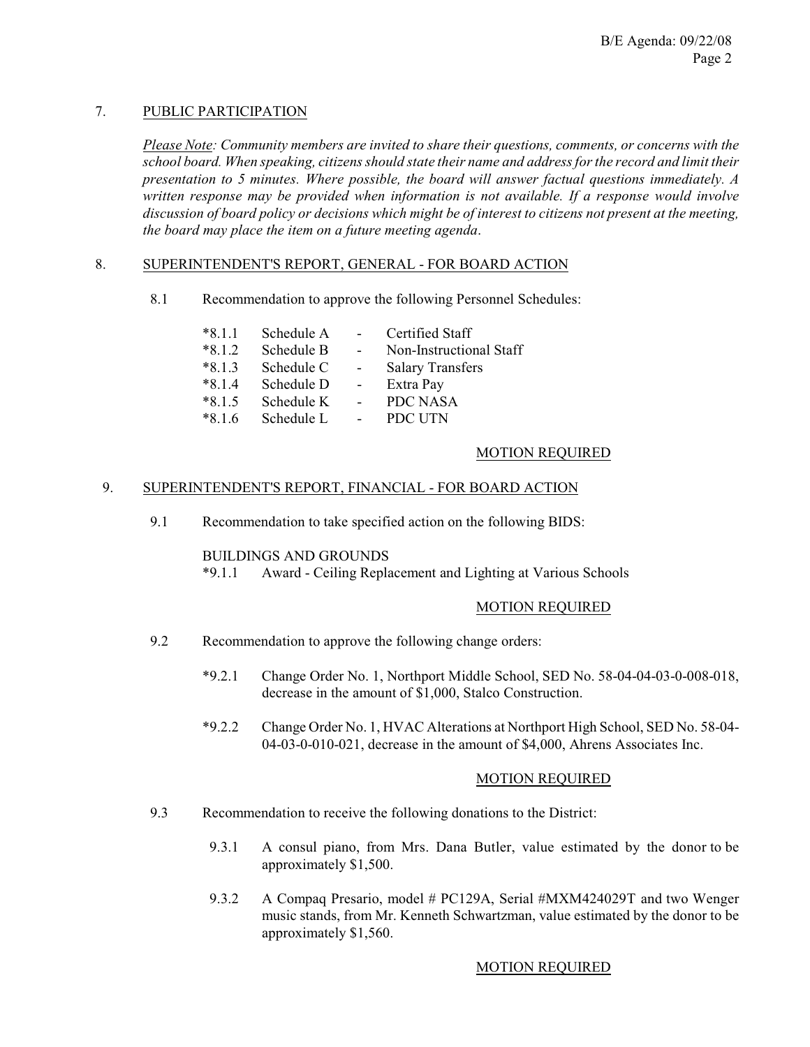## 7. PUBLIC PARTICIPATION

*Please Note: Community members are invited to share their questions, comments, or concerns with the school board. When speaking, citizens should state their name and address for the record and limit their presentation to 5 minutes. Where possible, the board will answer factual questions immediately. A written response may be provided when information is not available. If a response would involve discussion of board policy or decisions which might be of interest to citizens not present at the meeting, the board may place the item on a future meeting agenda.*

## 8. SUPERINTENDENT'S REPORT, GENERAL - FOR BOARD ACTION

8.1 Recommendation to approve the following Personnel Schedules:

*8.1.1 Schedule A - Certified Staff
*8.1.2 Schedule B - Non-Instructional Staff
*8.1.3 Schedule C - Salary Transfers
*8.1.4 Schedule D - Extra Pay
*8.1.5 Schedule K - PDC NASA
*8.1.6 Schedule L - PDC UTN

MOTION REQUIRED

## 9. SUPERINTENDENT'S REPORT, FINANCIAL - FOR BOARD ACTION

9.1 Recommendation to take specified action on the following BIDS:

BUILDINGS AND GROUNDS
*9.1.1 Award - Ceiling Replacement and Lighting at Various Schools

MOTION REQUIRED

9.2 Recommendation to approve the following change orders:

*9.2.1 Change Order No. 1, Northport Middle School, SED No. 58-04-04-03-0-008-018, decrease in the amount of $1,000, Stalco Construction.

*9.2.2 Change Order No. 1, HVAC Alterations at Northport High School, SED No. 58-04-04-03-0-010-021, decrease in the amount of $4,000, Ahrens Associates Inc.

MOTION REQUIRED

9.3 Recommendation to receive the following donations to the District:

9.3.1 A consul piano, from Mrs. Dana Butler, value estimated by the donor to be approximately $1,500.

9.3.2 A Compaq Presario, model # PC129A, Serial #MXM424029T and two Wenger music stands, from Mr. Kenneth Schwartzman, value estimated by the donor to be approximately $1,560.

MOTION REQUIRED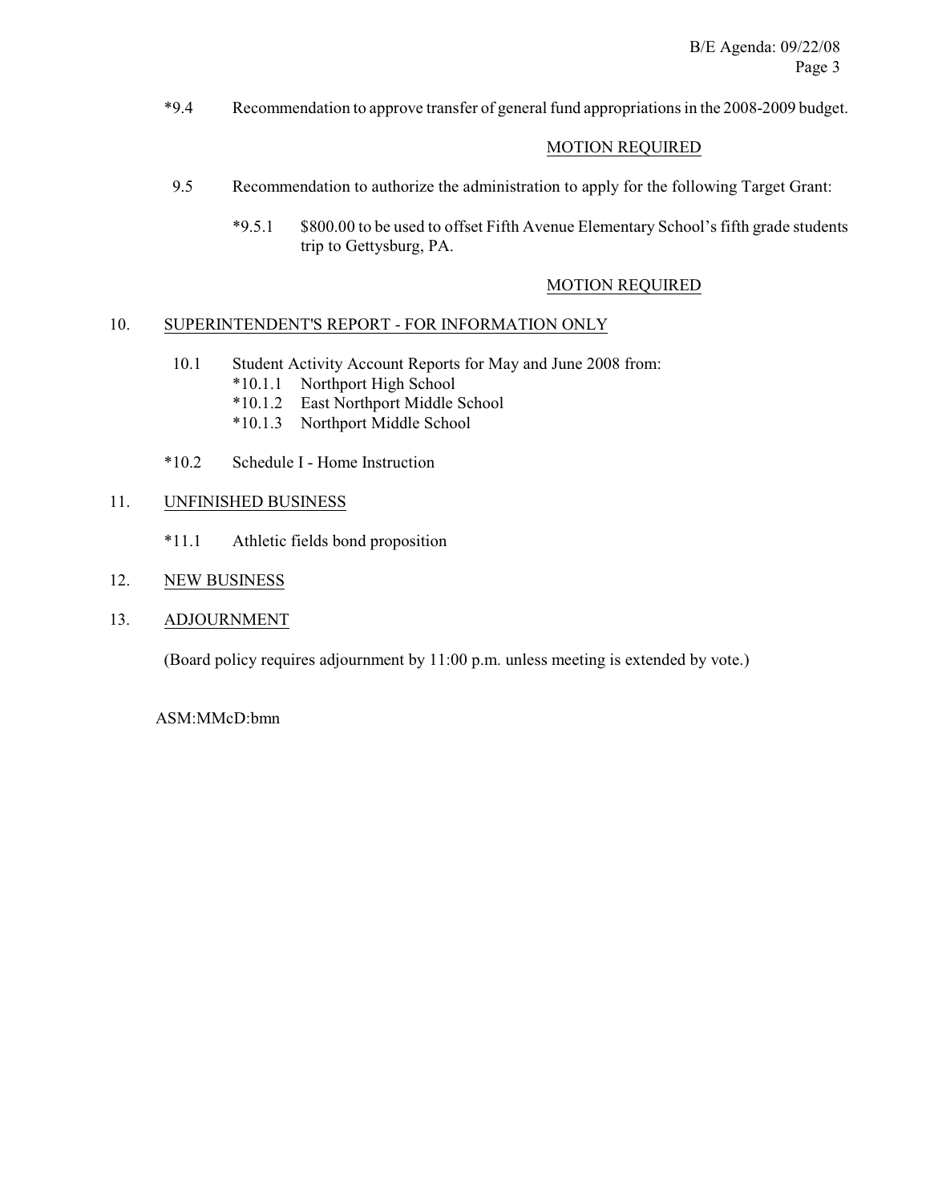*9.4 Recommendation to approve transfer of general fund appropriations in the 2008-2009 budget.

MOTION REQUIRED

9.5 Recommendation to authorize the administration to apply for the following Target Grant:

*9.5.1 $800.00 to be used to offset Fifth Avenue Elementary School's fifth grade students trip to Gettysburg, PA.

MOTION REQUIRED

10. SUPERINTENDENT'S REPORT - FOR INFORMATION ONLY

10.1 Student Activity Account Reports for May and June 2008 from:
*10.1.1 Northport High School
*10.1.2 East Northport Middle School
*10.1.3 Northport Middle School

*10.2 Schedule I - Home Instruction

11. UNFINISHED BUSINESS

*11.1 Athletic fields bond proposition

12. NEW BUSINESS

13. ADJOURNMENT

(Board policy requires adjournment by 11:00 p.m. unless meeting is extended by vote.)

ASM:MMcD:bmn